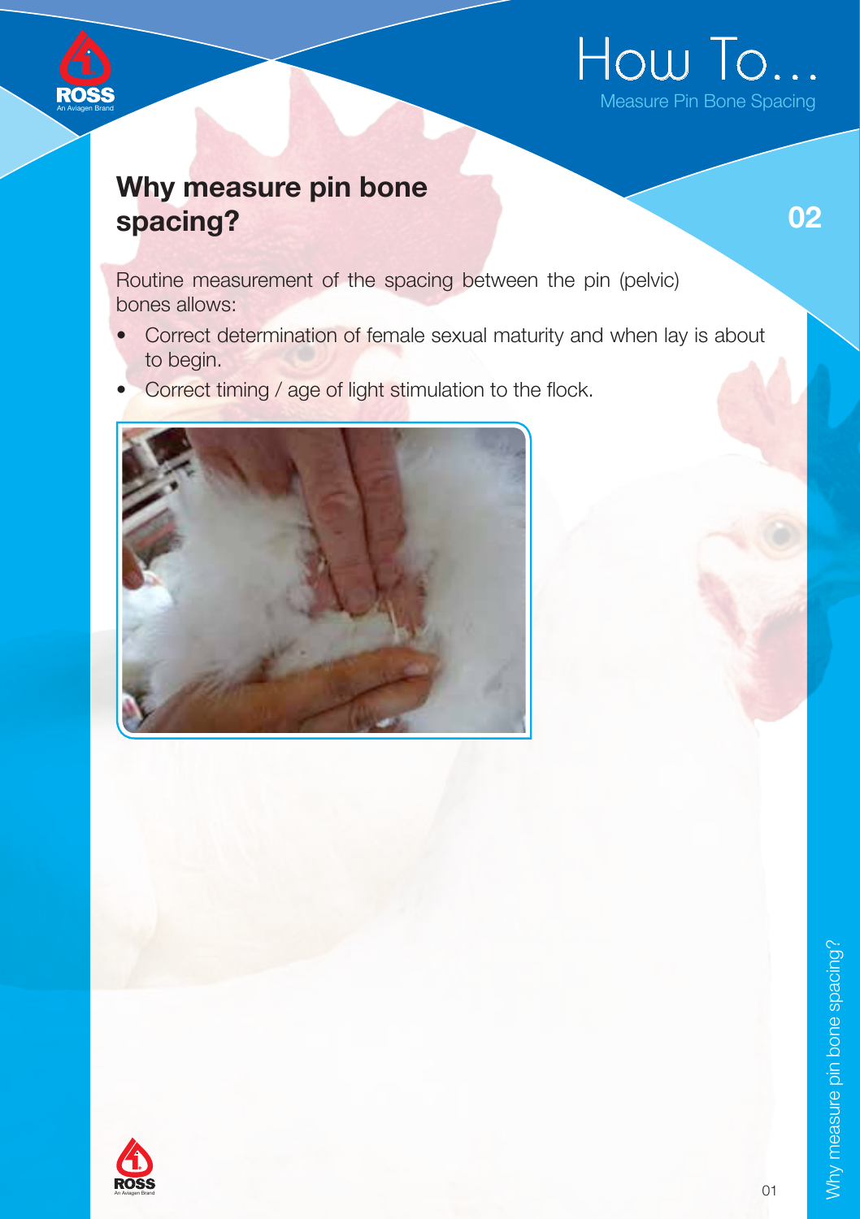# How To...

Measure Pin Bone Spacing

## 02

## Why measure pin bone spacing?

Routine measurement of the spacing between the pin (pelvic) bones allows:

- Correct determination of female sexual maturity and when lay is about to begin.
- Correct timing / age of light stimulation to the flock.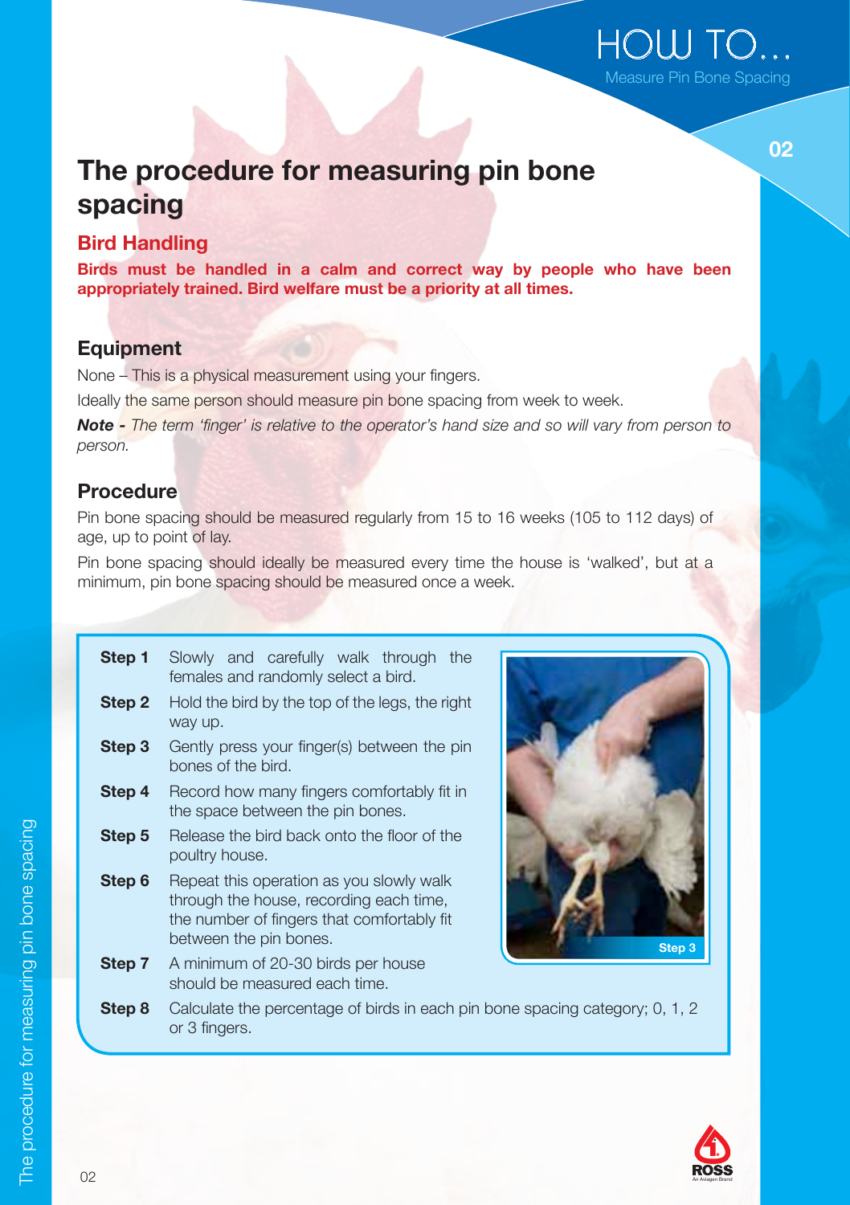# The procedure for measuring pin bone spacing

## Bird Handling

**Birds must be handled in a calm and correct way by people who have been appropriately trained. Bird welfare must be a priority at all times.**

### Equipment

None – This is a physical measurement using your fingers.

Ideally the same person should measure pin bone spacing from week to week.

***Note -*** *The term 'finger' is relative to the operator's hand size and so will vary from person to person.*

### Procedure

Pin bone spacing should be measured regularly from 15 to 16 weeks (105 to 112 days) of age, up to point of lay.

Pin bone spacing should ideally be measured every time the house is 'walked', but at a minimum, pin bone spacing should be measured once a week.

**Step 1** Slowly and carefully walk through the females and randomly select a bird.

**Step 2** Hold the bird by the top of the legs, the right way up.

**Step 3** Gently press your finger(s) between the pin bones of the bird.

**Step 4** Record how many fingers comfortably fit in the space between the pin bones.

**Step 5** Release the bird back onto the floor of the poultry house.

**Step 6** Repeat this operation as you slowly walk through the house, recording each time, the number of fingers that comfortably fit between the pin bones.

**Step 7** A minimum of 20-30 birds per house should be measured each time.

**Step 8** Calculate the percentage of birds in each pin bone spacing category; 0, 1, 2 or 3 fingers.

Step 3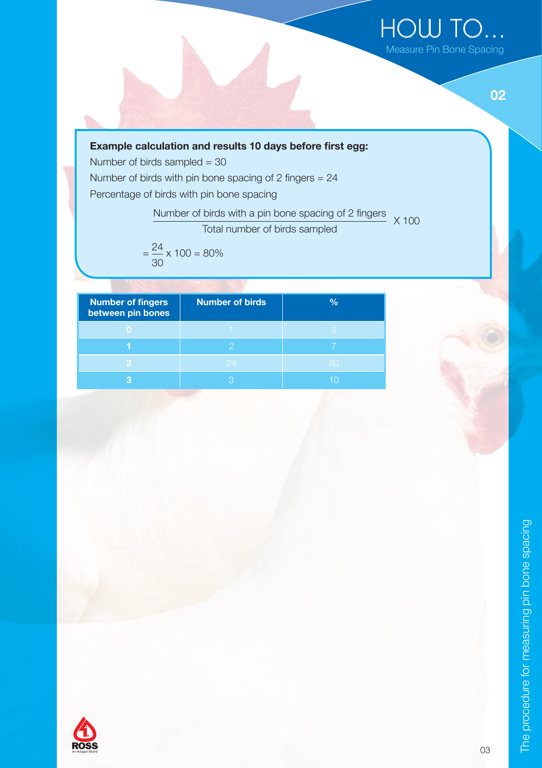**Example calculation and results 10 days before first egg:**

Number of birds sampled = 30

Number of birds with pin bone spacing of 2 fingers = 24

Percentage of birds with pin bone spacing

$$\frac{\text{Number of birds with a pin bone spacing of 2 fingers}}{\text{Total number of birds sampled}} \times 100$$

$$= \frac{24}{30} \times 100 = 80\%$$

| Number of fingers between pin bones | Number of birds | % |
|---|---|---|
| 0 | 1 | 3 |
| 1 | 2 | 7 |
| 2 | 24 | 80 |
| 3 | 3 | 10 |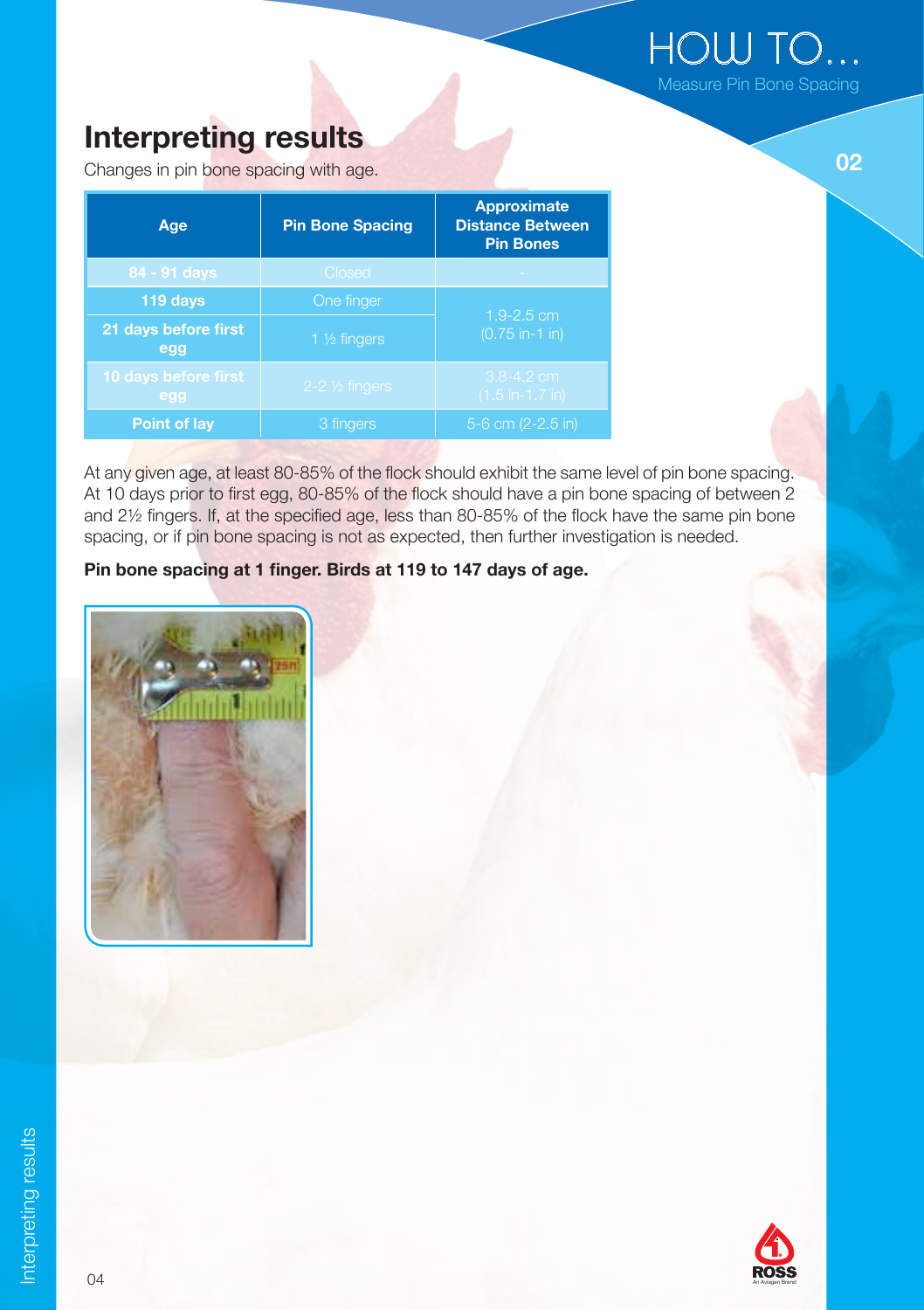## Interpreting results

Changes in pin bone spacing with age.

| Age | Pin Bone Spacing | Approximate Distance Between Pin Bones |
|---|---|---|
| 84 - 91 days | Closed | - |
| 119 days | One finger | 1.9-2.5 cm (0.75 in-1 in) |
| 21 days before first egg | 1 ½ fingers | |
| 10 days before first egg | 2-2 ½ fingers | 3.8-4.2 cm (1.5 in-1.7 in) |
| Point of lay | 3 fingers | 5-6 cm (2-2.5 in) |

At any given age, at least 80-85% of the flock should exhibit the same level of pin bone spacing. At 10 days prior to first egg, 80-85% of the flock should have a pin bone spacing of between 2 and 2½ fingers. If, at the specified age, less than 80-85% of the flock have the same pin bone spacing, or if pin bone spacing is not as expected, then further investigation is needed.

**Pin bone spacing at 1 finger. Birds at 119 to 147 days of age.**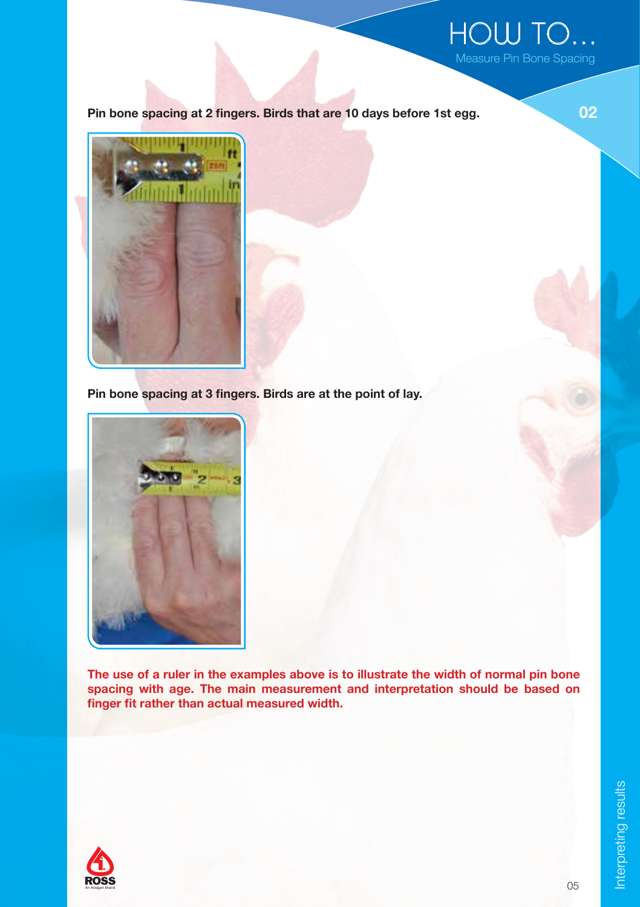Pin bone spacing at 2 fingers. Birds that are 10 days before 1st egg.

Pin bone spacing at 3 fingers. Birds are at the point of lay.

**The use of a ruler in the examples above is to illustrate the width of normal pin bone spacing with age. The main measurement and interpretation should be based on finger fit rather than actual measured width.**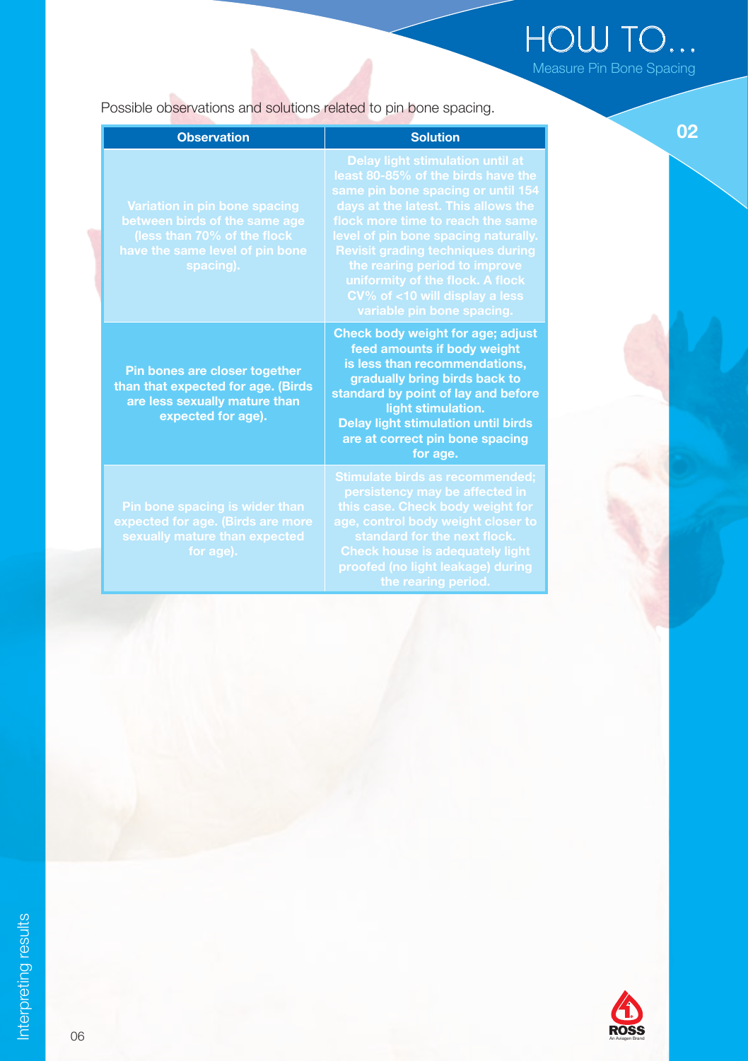Possible observations and solutions related to pin bone spacing.

| Observation | Solution |
|---|---|
| Variation in pin bone spacing between birds of the same age (less than 70% of the flock have the same level of pin bone spacing). | Delay light stimulation until at least 80-85% of the birds have the same pin bone spacing or until 154 days at the latest. This allows the flock more time to reach the same level of pin bone spacing naturally. Revisit grading techniques during the rearing period to improve uniformity of the flock. A flock CV% of <10 will display a less variable pin bone spacing. |
| Pin bones are closer together than that expected for age. (Birds are less sexually mature than expected for age). | Check body weight for age; adjust feed amounts if body weight is less than recommendations, gradually bring birds back to standard by point of lay and before light stimulation. Delay light stimulation until birds are at correct pin bone spacing for age. |
| Pin bone spacing is wider than expected for age. (Birds are more sexually mature than expected for age). | Stimulate birds as recommended; persistency may be affected in this case. Check body weight for age, control body weight closer to standard for the next flock. Check house is adequately light proofed (no light leakage) during the rearing period. |